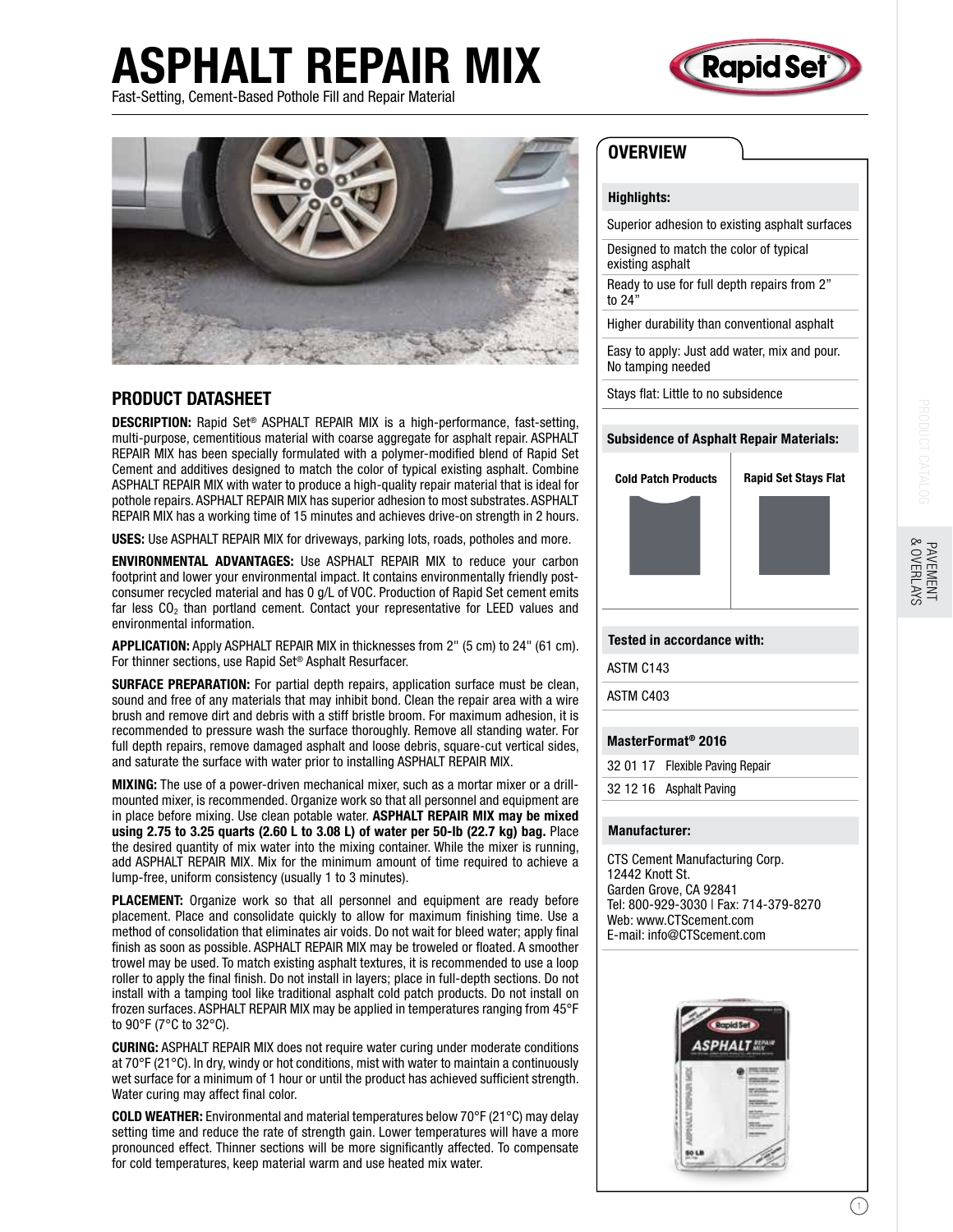# ASPHALT REPAIR MIX

Fast-Setting, Cement-Based Pothole Fill and Repair Material

## PRODUCT DATASHEET

**DESCRIPTION:** Rapid Set® ASPHALT REPAIR MIX is a high-performance, fast-setting, multi-purpose, cementitious material with coarse aggregate for asphalt repair. ASPHALT REPAIR MIX has been specially formulated with a polymer-modified blend of Rapid Set Cement and additives designed to match the color of typical existing asphalt. Combine ASPHALT REPAIR MIX with water to produce a high-quality repair material that is ideal for pothole repairs. ASPHALT REPAIR MIX has superior adhesion to most substrates. ASPHALT REPAIR MIX has a working time of 15 minutes and achieves drive-on strength in 2 hours.

**USES:** Use ASPHALT REPAIR MIX for driveways, parking lots, roads, potholes and more.

**ENVIRONMENTAL ADVANTAGES:** Use ASPHALT REPAIR MIX to reduce your carbon footprint and lower your environmental impact. It contains environmentally friendly post-consumer recycled material and has 0 g/L of VOC. Production of Rapid Set cement emits far less $CO_2$ than portland cement. Contact your representative for LEED values and environmental information.

**APPLICATION:** Apply ASPHALT REPAIR MIX in thicknesses from 2" (5 cm) to 24" (61 cm). For thinner sections, use Rapid Set® Asphalt Resurfacer.

**SURFACE PREPARATION:** For partial depth repairs, application surface must be clean, sound and free of any materials that may inhibit bond. Clean the repair area with a wire brush and remove dirt and debris with a stiff bristle broom. For maximum adhesion, it is recommended to pressure wash the surface thoroughly. Remove all standing water. For full depth repairs, remove damaged asphalt and loose debris, square-cut vertical sides, and saturate the surface with water prior to installing ASPHALT REPAIR MIX.

**MIXING:** The use of a power-driven mechanical mixer, such as a mortar mixer or a drill-mounted mixer, is recommended. Organize work so that all personnel and equipment are in place before mixing. Use clean potable water. **ASPHALT REPAIR MIX may be mixed using 2.75 to 3.25 quarts (2.60 L to 3.08 L) of water per 50-lb (22.7 kg) bag.** Place the desired quantity of mix water into the mixing container. While the mixer is running, add ASPHALT REPAIR MIX. Mix for the minimum amount of time required to achieve a lump-free, uniform consistency (usually 1 to 3 minutes).

**PLACEMENT:** Organize work so that all personnel and equipment are ready before placement. Place and consolidate quickly to allow for maximum finishing time. Use a method of consolidation that eliminates air voids. Do not wait for bleed water; apply final finish as soon as possible. ASPHALT REPAIR MIX may be troweled or floated. A smoother trowel may be used. To match existing asphalt textures, it is recommended to use a loop roller to apply the final finish. Do not install in layers; place in full-depth sections. Do not install with a tamping tool like traditional asphalt cold patch products. Do not install on frozen surfaces. ASPHALT REPAIR MIX may be applied in temperatures ranging from 45°F to 90°F (7°C to 32°C).

**CURING:** ASPHALT REPAIR MIX does not require water curing under moderate conditions at 70°F (21°C). In dry, windy or hot conditions, mist with water to maintain a continuously wet surface for a minimum of 1 hour or until the product has achieved sufficient strength. Water curing may affect final color.

**COLD WEATHER:** Environmental and material temperatures below 70°F (21°C) may delay setting time and reduce the rate of strength gain. Lower temperatures will have a more pronounced effect. Thinner sections will be more significantly affected. To compensate for cold temperatures, keep material warm and use heated mix water.

## OVERVIEW

### Highlights:

- Superior adhesion to existing asphalt surfaces
- Designed to match the color of typical existing asphalt
- Ready to use for full depth repairs from 2" to 24"
- Higher durability than conventional asphalt
- Easy to apply: Just add water, mix and pour. No tamping needed
- Stays flat: Little to no subsidence

### Subsidence of Asphalt Repair Materials:

| Cold Patch Products | Rapid Set Stays Flat |
|---|---|

### Tested in accordance with:

- ASTM C143
- ASTM C403

### MasterFormat® 2016

- 32 01 17 Flexible Paving Repair
- 32 12 16 Asphalt Paving

### Manufacturer:

CTS Cement Manufacturing Corp.
12442 Knott St.
Garden Grove, CA 92841
Tel: 800-929-3030 | Fax: 714-379-8270
Web: www.CTScement.com
E-mail: info@CTScement.com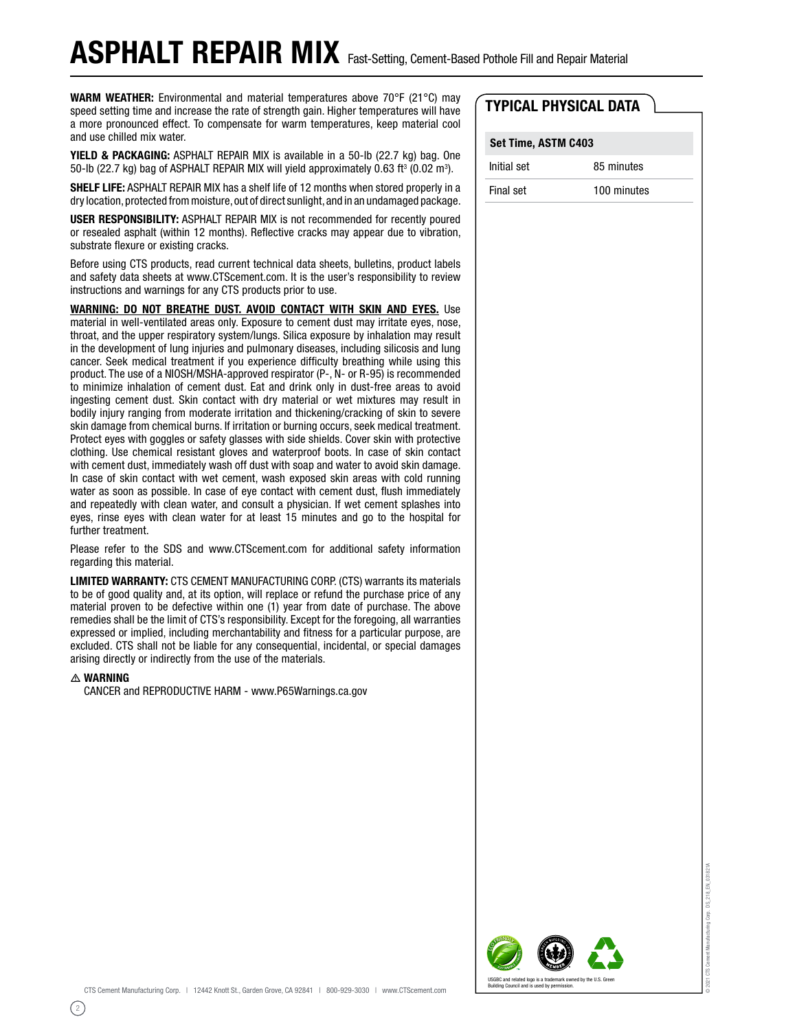# ASPHALT REPAIR MIX Fast-Setting, Cement-Based Pothole Fill and Repair Material

**WARM WEATHER:** Environmental and material temperatures above 70°F (21°C) may speed setting time and increase the rate of strength gain. Higher temperatures will have a more pronounced effect. To compensate for warm temperatures, keep material cool and use chilled mix water.

**YIELD & PACKAGING:** ASPHALT REPAIR MIX is available in a 50-lb (22.7 kg) bag. One 50-lb (22.7 kg) bag of ASPHALT REPAIR MIX will yield approximately 0.63 $ft^3$ (0.02 $m^3$).

**SHELF LIFE:** ASPHALT REPAIR MIX has a shelf life of 12 months when stored properly in a dry location, protected from moisture, out of direct sunlight, and in an undamaged package.

**USER RESPONSIBILITY:** ASPHALT REPAIR MIX is not recommended for recently poured or resealed asphalt (within 12 months). Reflective cracks may appear due to vibration, substrate flexure or existing cracks.

Before using CTS products, read current technical data sheets, bulletins, product labels and safety data sheets at www.CTScement.com. It is the user's responsibility to review instructions and warnings for any CTS products prior to use.

**WARNING: DO NOT BREATHE DUST. AVOID CONTACT WITH SKIN AND EYES.** Use material in well-ventilated areas only. Exposure to cement dust may irritate eyes, nose, throat, and the upper respiratory system/lungs. Silica exposure by inhalation may result in the development of lung injuries and pulmonary diseases, including silicosis and lung cancer. Seek medical treatment if you experience difficulty breathing while using this product. The use of a NIOSH/MSHA-approved respirator (P-, N- or R-95) is recommended to minimize inhalation of cement dust. Eat and drink only in dust-free areas to avoid ingesting cement dust. Skin contact with dry material or wet mixtures may result in bodily injury ranging from moderate irritation and thickening/cracking of skin to severe skin damage from chemical burns. If irritation or burning occurs, seek medical treatment. Protect eyes with goggles or safety glasses with side shields. Cover skin with protective clothing. Use chemical resistant gloves and waterproof boots. In case of skin contact with cement dust, immediately wash off dust with soap and water to avoid skin damage. In case of skin contact with wet cement, wash exposed skin areas with cold running water as soon as possible. In case of eye contact with cement dust, flush immediately and repeatedly with clean water, and consult a physician. If wet cement splashes into eyes, rinse eyes with clean water for at least 15 minutes and go to the hospital for further treatment.

Please refer to the SDS and www.CTScement.com for additional safety information regarding this material.

**LIMITED WARRANTY:** CTS CEMENT MANUFACTURING CORP. (CTS) warrants its materials to be of good quality and, at its option, will replace or refund the purchase price of any material proven to be defective within one (1) year from date of purchase. The above remedies shall be the limit of CTS's responsibility. Except for the foregoing, all warranties expressed or implied, including merchantability and fitness for a particular purpose, are excluded. CTS shall not be liable for any consequential, incidental, or special damages arising directly or indirectly from the use of the materials.

**⚠ WARNING**

CANCER and REPRODUCTIVE HARM - www.P65Warnings.ca.gov

## TYPICAL PHYSICAL DATA

| Set Time, ASTM C403 | |
|---|---|
| Initial set | 85 minutes |
| Final set | 100 minutes |

USGBC and related logo is a trademark owned by the U.S. Green Building Council and is used by permission.

CTS Cement Manufacturing Corp. | 12442 Knott St., Garden Grove, CA 92841 | 800-929-3030 | www.CTScement.com

© 2021 CTS Cement Manufacturing Corp. DS_218_EN_031821A